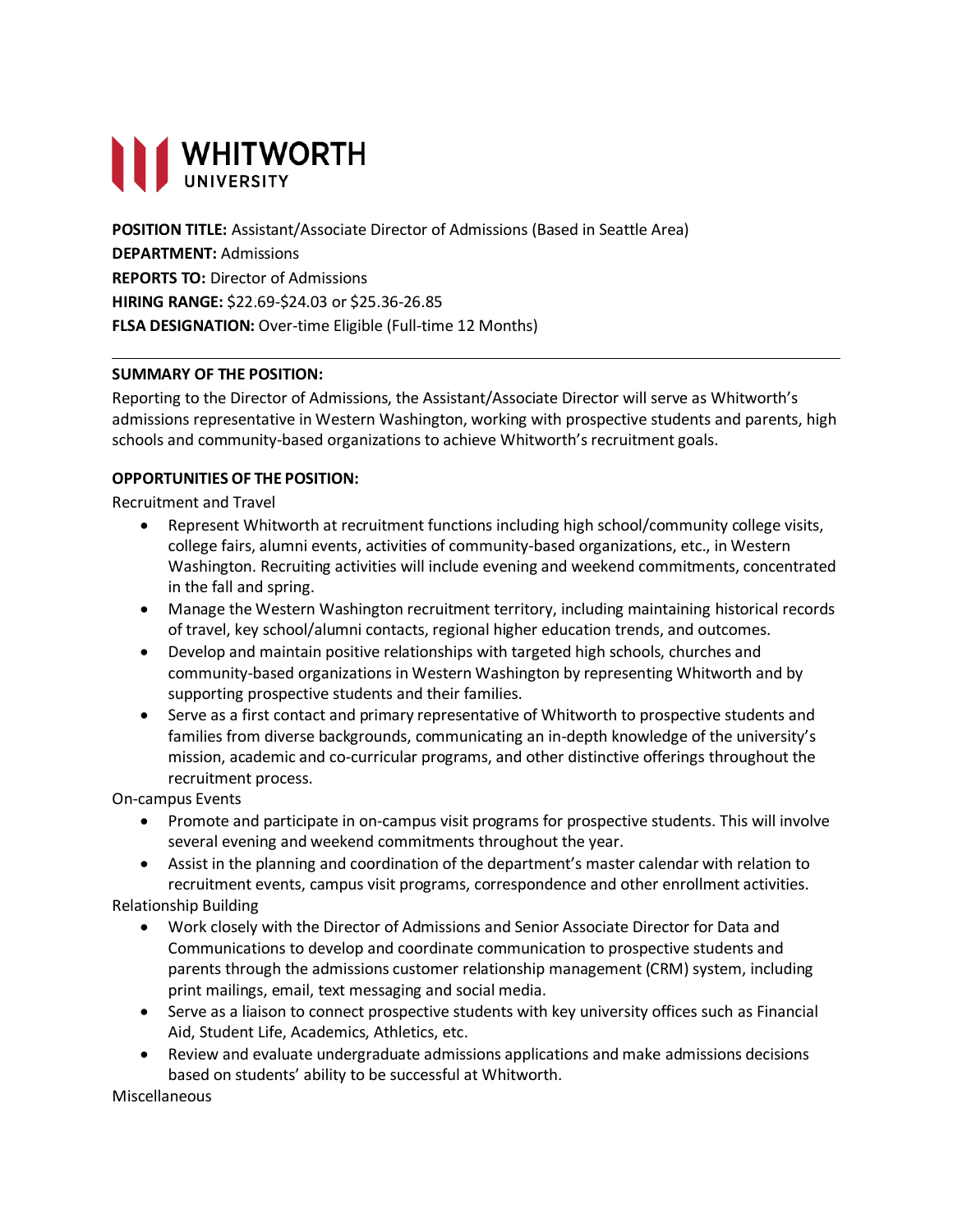# WHITWORTH UNIVERSITY

**POSITION TITLE:** Assistant/Associate Director of Admissions (Based in Seattle Area)
**DEPARTMENT:** Admissions
**REPORTS TO:** Director of Admissions
**HIRING RANGE:** $22.69-$24.03 or $25.36-26.85
**FLSA DESIGNATION:** Over-time Eligible (Full-time 12 Months)

---

**SUMMARY OF THE POSITION:**

Reporting to the Director of Admissions, the Assistant/Associate Director will serve as Whitworth's admissions representative in Western Washington, working with prospective students and parents, high schools and community-based organizations to achieve Whitworth's recruitment goals.

**OPPORTUNITIES OF THE POSITION:**

Recruitment and Travel

- Represent Whitworth at recruitment functions including high school/community college visits, college fairs, alumni events, activities of community-based organizations, etc., in Western Washington. Recruiting activities will include evening and weekend commitments, concentrated in the fall and spring.
- Manage the Western Washington recruitment territory, including maintaining historical records of travel, key school/alumni contacts, regional higher education trends, and outcomes.
- Develop and maintain positive relationships with targeted high schools, churches and community-based organizations in Western Washington by representing Whitworth and by supporting prospective students and their families.
- Serve as a first contact and primary representative of Whitworth to prospective students and families from diverse backgrounds, communicating an in-depth knowledge of the university's mission, academic and co-curricular programs, and other distinctive offerings throughout the recruitment process.

On-campus Events

- Promote and participate in on-campus visit programs for prospective students. This will involve several evening and weekend commitments throughout the year.
- Assist in the planning and coordination of the department's master calendar with relation to recruitment events, campus visit programs, correspondence and other enrollment activities.

Relationship Building

- Work closely with the Director of Admissions and Senior Associate Director for Data and Communications to develop and coordinate communication to prospective students and parents through the admissions customer relationship management (CRM) system, including print mailings, email, text messaging and social media.
- Serve as a liaison to connect prospective students with key university offices such as Financial Aid, Student Life, Academics, Athletics, etc.
- Review and evaluate undergraduate admissions applications and make admissions decisions based on students' ability to be successful at Whitworth.

Miscellaneous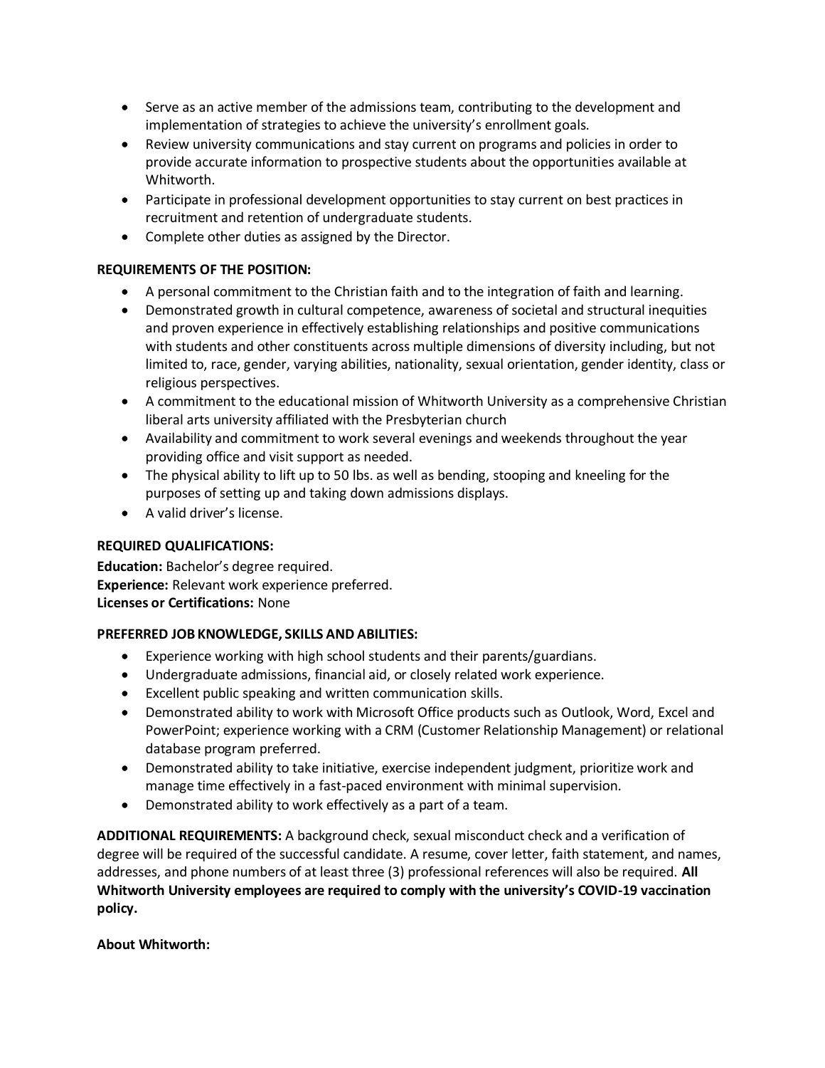- Serve as an active member of the admissions team, contributing to the development and implementation of strategies to achieve the university's enrollment goals.
- Review university communications and stay current on programs and policies in order to provide accurate information to prospective students about the opportunities available at Whitworth.
- Participate in professional development opportunities to stay current on best practices in recruitment and retention of undergraduate students.
- Complete other duties as assigned by the Director.

**REQUIREMENTS OF THE POSITION:**

- A personal commitment to the Christian faith and to the integration of faith and learning.
- Demonstrated growth in cultural competence, awareness of societal and structural inequities and proven experience in effectively establishing relationships and positive communications with students and other constituents across multiple dimensions of diversity including, but not limited to, race, gender, varying abilities, nationality, sexual orientation, gender identity, class or religious perspectives.
- A commitment to the educational mission of Whitworth University as a comprehensive Christian liberal arts university affiliated with the Presbyterian church
- Availability and commitment to work several evenings and weekends throughout the year providing office and visit support as needed.
- The physical ability to lift up to 50 lbs. as well as bending, stooping and kneeling for the purposes of setting up and taking down admissions displays.
- A valid driver's license.

**REQUIRED QUALIFICATIONS:**

**Education:** Bachelor's degree required.
**Experience:** Relevant work experience preferred.
**Licenses or Certifications:** None

**PREFERRED JOB KNOWLEDGE, SKILLS AND ABILITIES:**

- Experience working with high school students and their parents/guardians.
- Undergraduate admissions, financial aid, or closely related work experience.
- Excellent public speaking and written communication skills.
- Demonstrated ability to work with Microsoft Office products such as Outlook, Word, Excel and PowerPoint; experience working with a CRM (Customer Relationship Management) or relational database program preferred.
- Demonstrated ability to take initiative, exercise independent judgment, prioritize work and manage time effectively in a fast-paced environment with minimal supervision.
- Demonstrated ability to work effectively as a part of a team.

**ADDITIONAL REQUIREMENTS:** A background check, sexual misconduct check and a verification of degree will be required of the successful candidate. A resume, cover letter, faith statement, and names, addresses, and phone numbers of at least three (3) professional references will also be required. **All Whitworth University employees are required to comply with the university's COVID-19 vaccination policy.**

**About Whitworth:**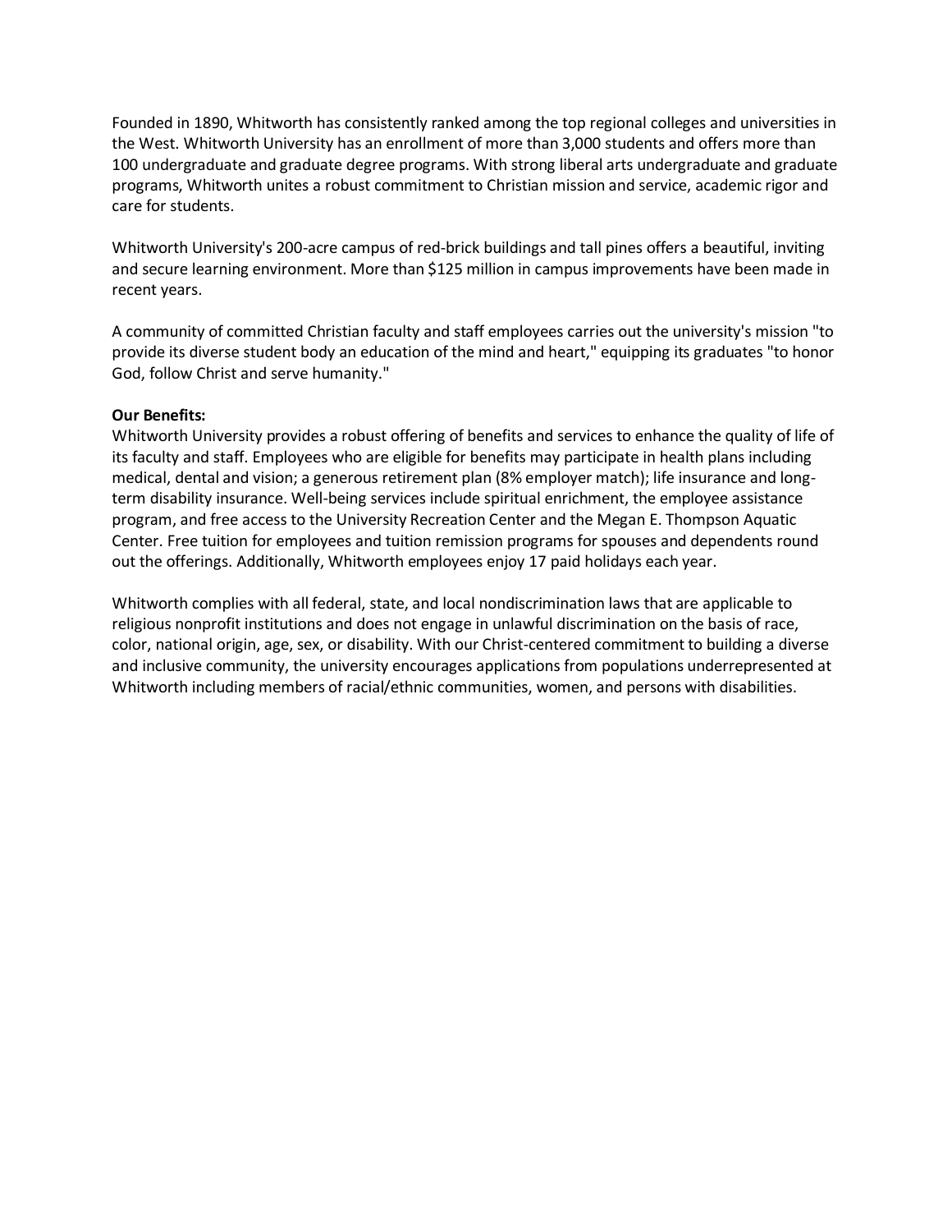Founded in 1890, Whitworth has consistently ranked among the top regional colleges and universities in the West. Whitworth University has an enrollment of more than 3,000 students and offers more than 100 undergraduate and graduate degree programs. With strong liberal arts undergraduate and graduate programs, Whitworth unites a robust commitment to Christian mission and service, academic rigor and care for students.

Whitworth University's 200-acre campus of red-brick buildings and tall pines offers a beautiful, inviting and secure learning environment. More than $125 million in campus improvements have been made in recent years.

A community of committed Christian faculty and staff employees carries out the university's mission "to provide its diverse student body an education of the mind and heart," equipping its graduates "to honor God, follow Christ and serve humanity."

**Our Benefits:**
Whitworth University provides a robust offering of benefits and services to enhance the quality of life of its faculty and staff. Employees who are eligible for benefits may participate in health plans including medical, dental and vision; a generous retirement plan (8% employer match); life insurance and long-term disability insurance. Well-being services include spiritual enrichment, the employee assistance program, and free access to the University Recreation Center and the Megan E. Thompson Aquatic Center. Free tuition for employees and tuition remission programs for spouses and dependents round out the offerings. Additionally, Whitworth employees enjoy 17 paid holidays each year.

Whitworth complies with all federal, state, and local nondiscrimination laws that are applicable to religious nonprofit institutions and does not engage in unlawful discrimination on the basis of race, color, national origin, age, sex, or disability. With our Christ-centered commitment to building a diverse and inclusive community, the university encourages applications from populations underrepresented at Whitworth including members of racial/ethnic communities, women, and persons with disabilities.